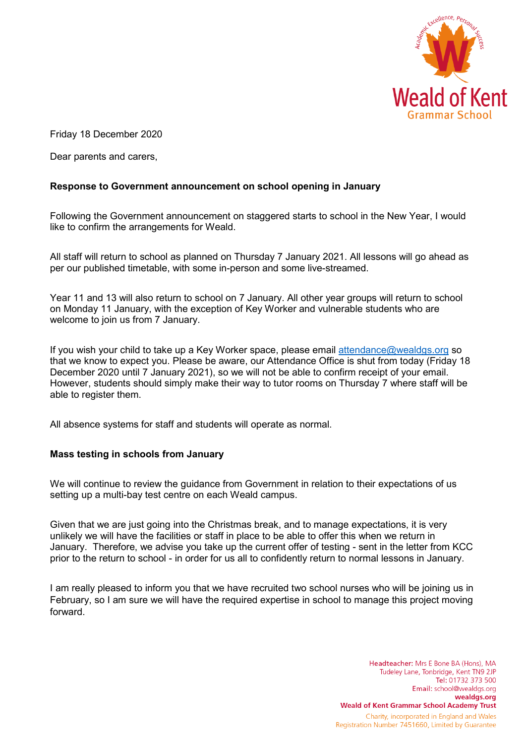Friday 18 December 2020

Dear parents and carers,

**Response to Government announcement on school opening in January**

Following the Government announcement on staggered starts to school in the New Year, I would like to confirm the arrangements for Weald.

All staff will return to school as planned on Thursday 7 January 2021. All lessons will go ahead as per our published timetable, with some in-person and some live-streamed.

Year 11 and 13 will also return to school on 7 January. All other year groups will return to school on Monday 11 January, with the exception of Key Worker and vulnerable students who are welcome to join us from 7 January.

If you wish your child to take up a Key Worker space, please email attendance@wealdgs.org so that we know to expect you. Please be aware, our Attendance Office is shut from today (Friday 18 December 2020 until 7 January 2021), so we will not be able to confirm receipt of your email. However, students should simply make their way to tutor rooms on Thursday 7 where staff will be able to register them.

All absence systems for staff and students will operate as normal.

**Mass testing in schools from January**

We will continue to review the guidance from Government in relation to their expectations of us setting up a multi-bay test centre on each Weald campus.

Given that we are just going into the Christmas break, and to manage expectations, it is very unlikely we will have the facilities or staff in place to be able to offer this when we return in January. Therefore, we advise you take up the current offer of testing - sent in the letter from KCC prior to the return to school - in order for us all to confidently return to normal lessons in January.

I am really pleased to inform you that we have recruited two school nurses who will be joining us in February, so I am sure we will have the required expertise in school to manage this project moving forward.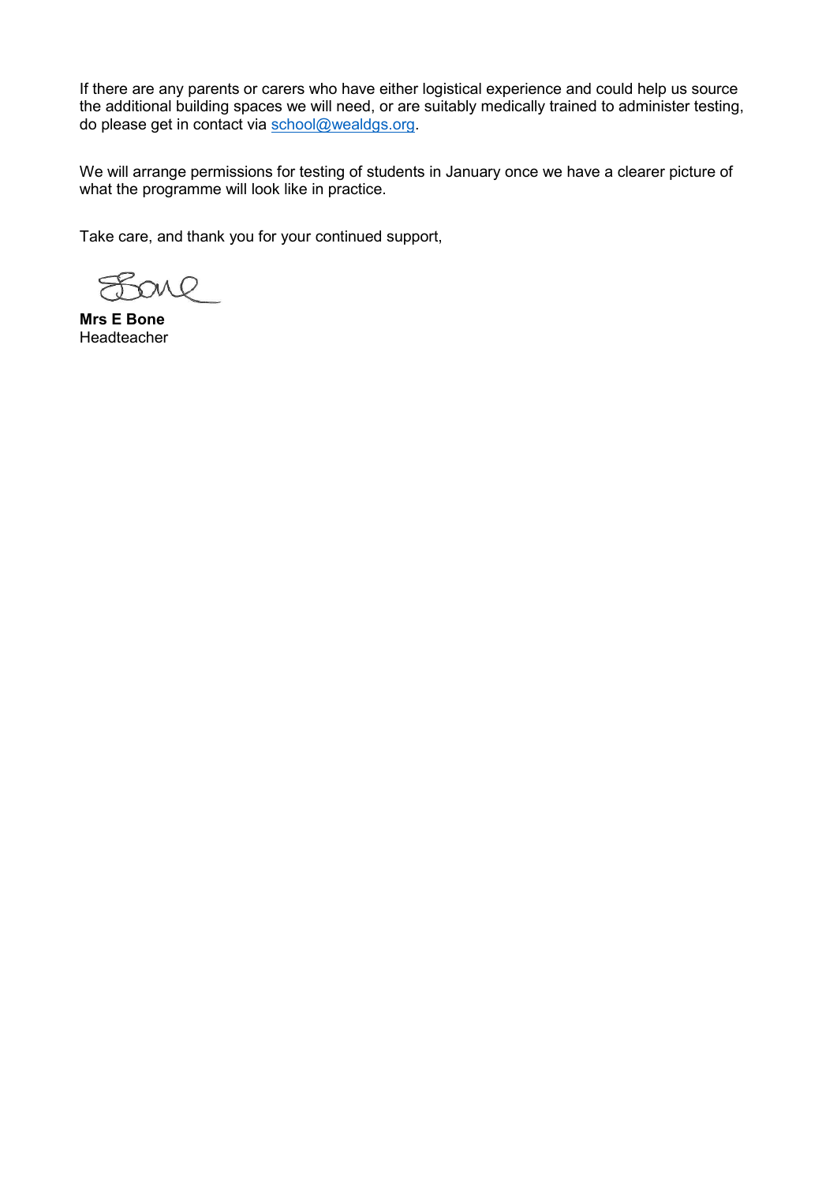If there are any parents or carers who have either logistical experience and could help us source the additional building spaces we will need, or are suitably medically trained to administer testing, do please get in contact via [school@wealdgs.org](mailto:school@wealdgs.org).

We will arrange permissions for testing of students in January once we have a clearer picture of what the programme will look like in practice.

Take care, and thank you for your continued support,

**Mrs E Bone**
Headteacher